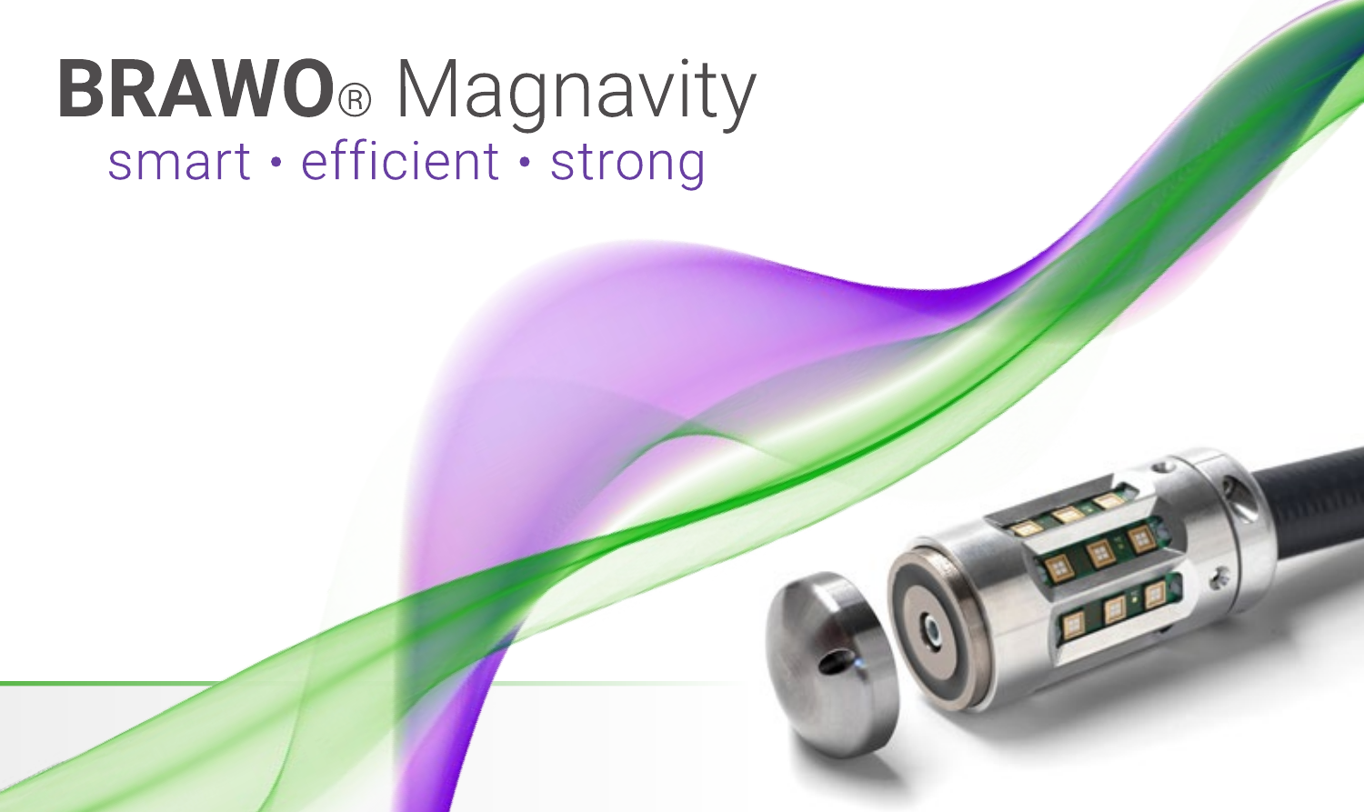# BRAWO® Magnavity

smart • efficient • strong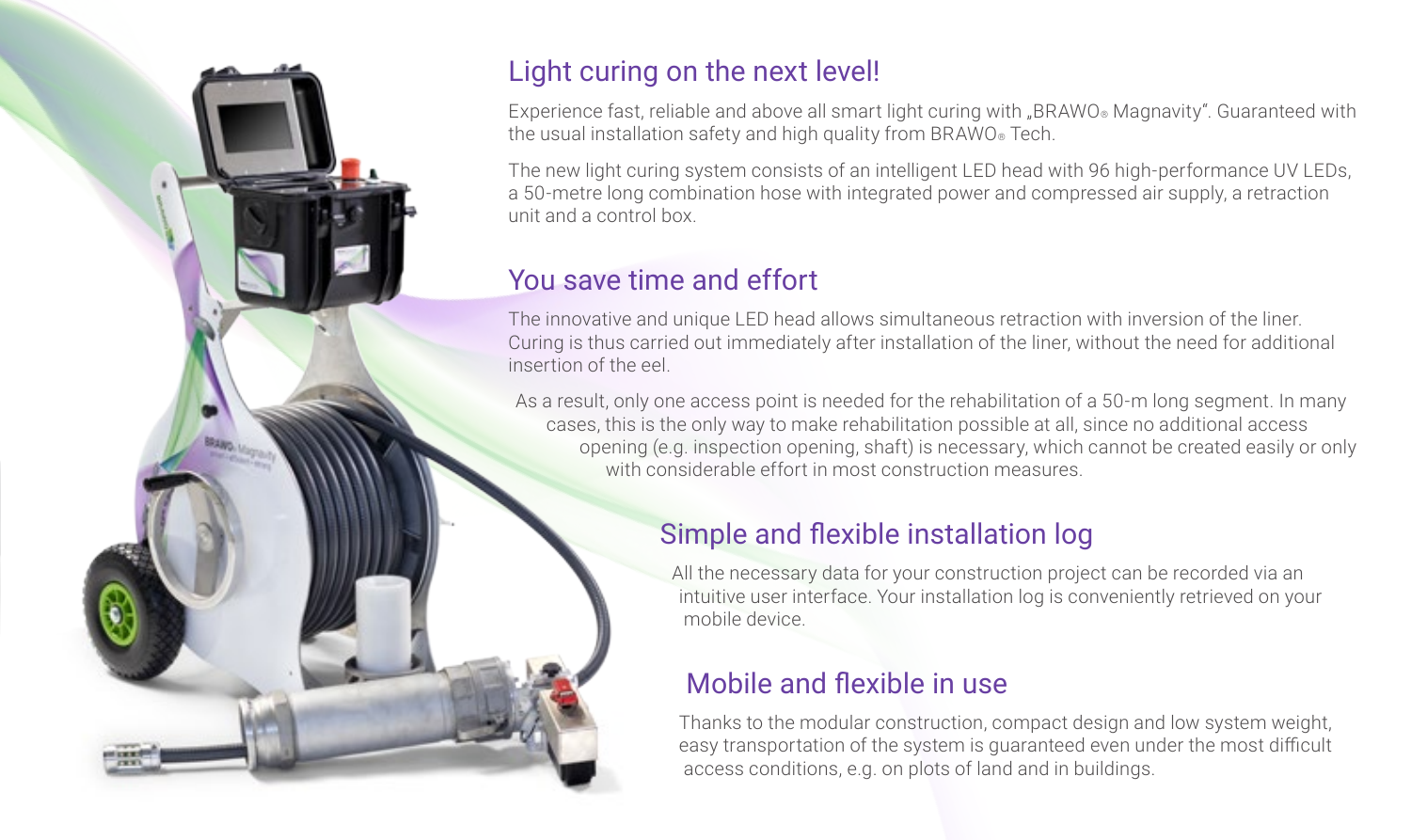## Light curing on the next level!

Experience fast, reliable and above all smart light curing with „BRAWO® Magnavity". Guaranteed with the usual installation safety and high quality from BRAWO® Tech.

The new light curing system consists of an intelligent LED head with 96 high-performance UV LEDs, a 50-metre long combination hose with integrated power and compressed air supply, a retraction unit and a control box.

## You save time and effort

The innovative and unique LED head allows simultaneous retraction with inversion of the liner. Curing is thus carried out immediately after installation of the liner, without the need for additional insertion of the eel.

As a result, only one access point is needed for the rehabilitation of a 50-m long segment. In many cases, this is the only way to make rehabilitation possible at all, since no additional access opening (e.g. inspection opening, shaft) is necessary, which cannot be created easily or only with considerable effort in most construction measures.

## Simple and flexible installation log

All the necessary data for your construction project can be recorded via an intuitive user interface. Your installation log is conveniently retrieved on your mobile device.

## Mobile and flexible in use

Thanks to the modular construction, compact design and low system weight, easy transportation of the system is guaranteed even under the most difficult access conditions, e.g. on plots of land and in buildings.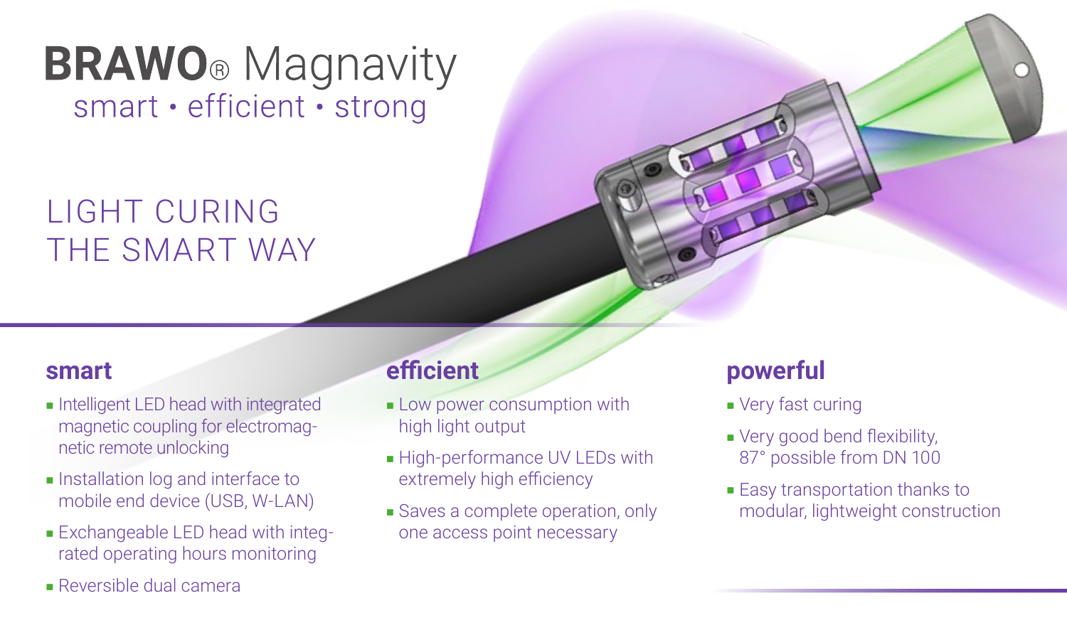# BRAWO® Magnavity

smart • efficient • strong

## LIGHT CURING THE SMART WAY

### smart

- Intelligent LED head with integrated magnetic coupling for electromagnetic remote unlocking
- Installation log and interface to mobile end device (USB, W-LAN)
- Exchangeable LED head with integrated operating hours monitoring
- Reversible dual camera

### efficient

- Low power consumption with high light output
- High-performance UV LEDs with extremely high efficiency
- Saves a complete operation, only one access point necessary

### powerful

- Very fast curing
- Very good bend flexibility, 87° possible from DN 100
- Easy transportation thanks to modular, lightweight construction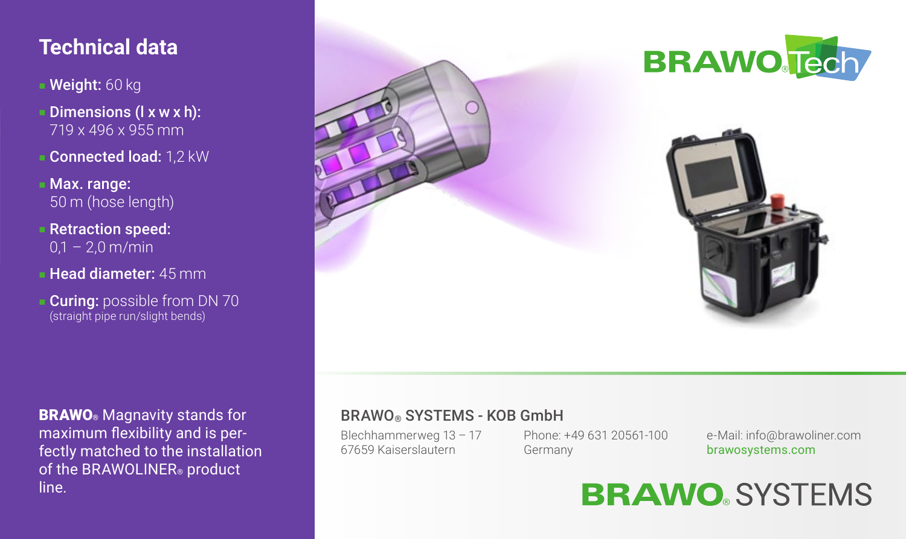## Technical data

- **Weight:** 60 kg
- **Dimensions (l x w x h):** 719 x 496 x 955 mm
- **Connected load:** 1,2 kW
- **Max. range:** 50 m (hose length)
- **Retraction speed:** 0,1 – 2,0 m/min
- **Head diameter:** 45 mm
- **Curing:** possible from DN 70 (straight pipe run/slight bends)

**BRAWO®** Magnavity stands for maximum flexibility and is perfectly matched to the installation of the BRAWOLINER® product line.

BRAWO® Tech

BRAWO® SYSTEMS - KOB GmbH

Blechhammerweg 13 – 17
67659 Kaiserslautern

Phone: +49 631 20561-100
Germany

e-Mail: info@brawoliner.com
brawosystems.com

BRAWO® SYSTEMS